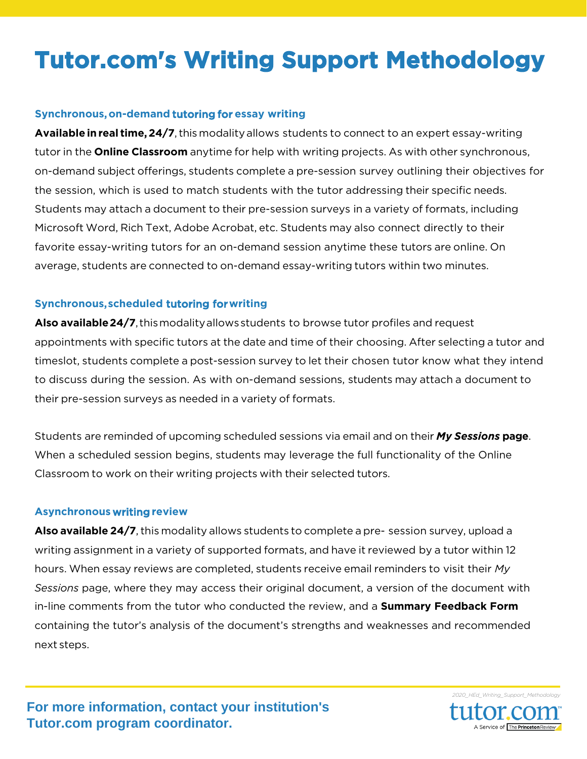# Tutor.com's Writing Support Methodology

### Synchronous, on-demand tutoring for essay writing

**Available in real time, 24/7**, this modality allows students to connect to an expert essay-writing tutor in the **Online Classroom** anytime for help with writing projects. As with other synchronous, on-demand subject offerings, students complete a pre-session survey outlining their objectives for the session, which is used to match students with the tutor addressing their specific needs. Students may attach a document to their pre-session surveys in a variety of formats, including Microsoft Word, Rich Text, Adobe Acrobat, etc. Students may also connect directly to their favorite essay-writing tutors for an on-demand session anytime these tutors are online. On average, students are connected to on-demand essay-writing tutors within two minutes.

### Synchronous, scheduled tutoring for writing

**Also available 24/7**, this modality allows students to browse tutor profiles and request appointments with specific tutors at the date and time of their choosing. After selecting a tutor and timeslot, students complete a post-session survey to let their chosen tutor know what they intend to discuss during the session. As with on-demand sessions, students may attach a document to their pre-session surveys as needed in a variety of formats.

Students are reminded of upcoming scheduled sessions via email and on their ***My Sessions*** **page**. When a scheduled session begins, students may leverage the full functionality of the Online Classroom to work on their writing projects with their selected tutors.

### Asynchronous writing review

**Also available 24/7**, this modality allows students to complete a pre- session survey, upload a writing assignment in a variety of supported formats, and have it reviewed by a tutor within 12 hours. When essay reviews are completed, students receive email reminders to visit their *My Sessions* page, where they may access their original document, a version of the document with in-line comments from the tutor who conducted the review, and a **Summary Feedback Form** containing the tutor's analysis of the document's strengths and weaknesses and recommended next steps.

**For more information, contact your institution's Tutor.com program coordinator.**

2020_HEd_Writing_Support_Methodology

tutor.com™ A Service of The Princeton Review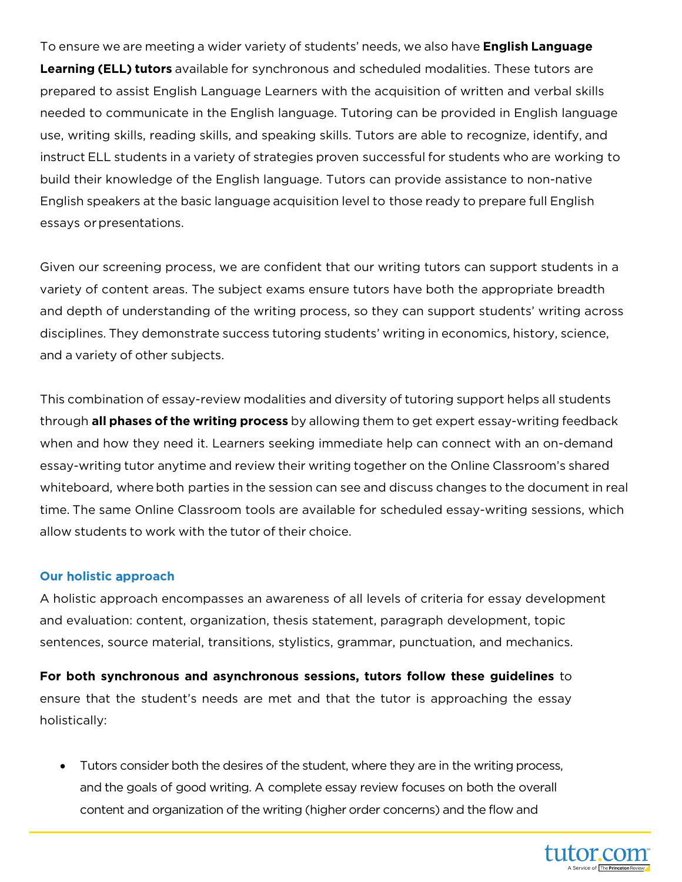To ensure we are meeting a wider variety of students' needs, we also have **English Language Learning (ELL) tutors** available for synchronous and scheduled modalities. These tutors are prepared to assist English Language Learners with the acquisition of written and verbal skills needed to communicate in the English language. Tutoring can be provided in English language use, writing skills, reading skills, and speaking skills. Tutors are able to recognize, identify, and instruct ELL students in a variety of strategies proven successful for students who are working to build their knowledge of the English language. Tutors can provide assistance to non-native English speakers at the basic language acquisition level to those ready to prepare full English essays or presentations.

Given our screening process, we are confident that our writing tutors can support students in a variety of content areas. The subject exams ensure tutors have both the appropriate breadth and depth of understanding of the writing process, so they can support students' writing across disciplines. They demonstrate success tutoring students' writing in economics, history, science, and a variety of other subjects.

This combination of essay-review modalities and diversity of tutoring support helps all students through **all phases of the writing process** by allowing them to get expert essay-writing feedback when and how they need it. Learners seeking immediate help can connect with an on-demand essay-writing tutor anytime and review their writing together on the Online Classroom's shared whiteboard, where both parties in the session can see and discuss changes to the document in real time. The same Online Classroom tools are available for scheduled essay-writing sessions, which allow students to work with the tutor of their choice.

### Our holistic approach

A holistic approach encompasses an awareness of all levels of criteria for essay development and evaluation: content, organization, thesis statement, paragraph development, topic sentences, source material, transitions, stylistics, grammar, punctuation, and mechanics.

**For both synchronous and asynchronous sessions, tutors follow these guidelines** to ensure that the student's needs are met and that the tutor is approaching the essay holistically:

- Tutors consider both the desires of the student, where they are in the writing process, and the goals of good writing. A complete essay review focuses on both the overall content and organization of the writing (higher order concerns) and the flow and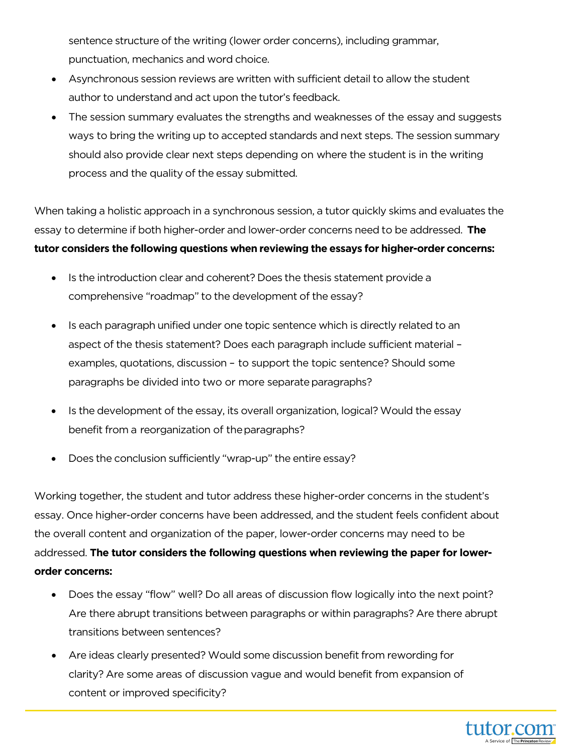sentence structure of the writing (lower order concerns), including grammar, punctuation, mechanics and word choice.

- Asynchronous session reviews are written with sufficient detail to allow the student author to understand and act upon the tutor's feedback.
- The session summary evaluates the strengths and weaknesses of the essay and suggests ways to bring the writing up to accepted standards and next steps. The session summary should also provide clear next steps depending on where the student is in the writing process and the quality of the essay submitted.

When taking a holistic approach in a synchronous session, a tutor quickly skims and evaluates the essay to determine if both higher-order and lower-order concerns need to be addressed. **The tutor considers the following questions when reviewing the essays for higher-order concerns:**

- Is the introduction clear and coherent? Does the thesis statement provide a comprehensive "roadmap" to the development of the essay?
- Is each paragraph unified under one topic sentence which is directly related to an aspect of the thesis statement? Does each paragraph include sufficient material – examples, quotations, discussion – to support the topic sentence? Should some paragraphs be divided into two or more separate paragraphs?
- Is the development of the essay, its overall organization, logical? Would the essay benefit from a reorganization of the paragraphs?
- Does the conclusion sufficiently "wrap-up" the entire essay?

Working together, the student and tutor address these higher-order concerns in the student's essay. Once higher-order concerns have been addressed, and the student feels confident about the overall content and organization of the paper, lower-order concerns may need to be addressed. **The tutor considers the following questions when reviewing the paper for lower-order concerns:**

- Does the essay "flow" well? Do all areas of discussion flow logically into the next point? Are there abrupt transitions between paragraphs or within paragraphs? Are there abrupt transitions between sentences?
- Are ideas clearly presented? Would some discussion benefit from rewording for clarity? Are some areas of discussion vague and would benefit from expansion of content or improved specificity?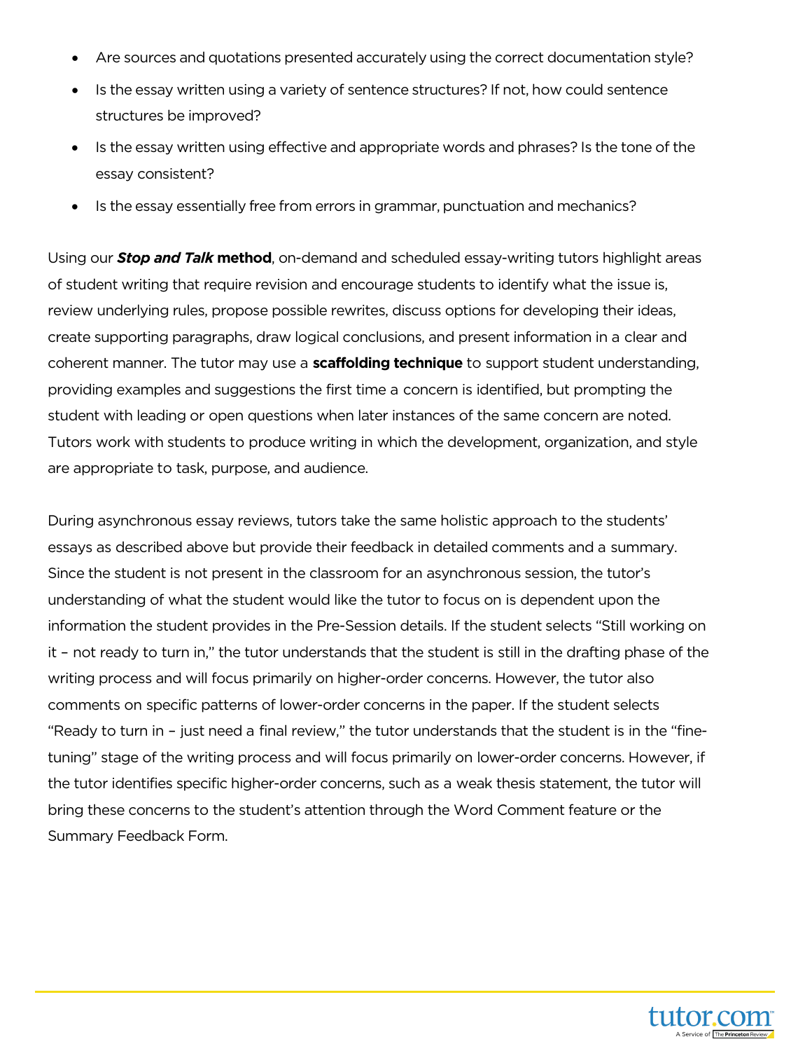- Are sources and quotations presented accurately using the correct documentation style?
- Is the essay written using a variety of sentence structures? If not, how could sentence structures be improved?
- Is the essay written using effective and appropriate words and phrases? Is the tone of the essay consistent?
- Is the essay essentially free from errors in grammar, punctuation and mechanics?

Using our ***Stop and Talk*** **method**, on-demand and scheduled essay-writing tutors highlight areas of student writing that require revision and encourage students to identify what the issue is, review underlying rules, propose possible rewrites, discuss options for developing their ideas, create supporting paragraphs, draw logical conclusions, and present information in a clear and coherent manner. The tutor may use a **scaffolding technique** to support student understanding, providing examples and suggestions the first time a concern is identified, but prompting the student with leading or open questions when later instances of the same concern are noted. Tutors work with students to produce writing in which the development, organization, and style are appropriate to task, purpose, and audience.

During asynchronous essay reviews, tutors take the same holistic approach to the students' essays as described above but provide their feedback in detailed comments and a summary. Since the student is not present in the classroom for an asynchronous session, the tutor's understanding of what the student would like the tutor to focus on is dependent upon the information the student provides in the Pre-Session details. If the student selects "Still working on it – not ready to turn in," the tutor understands that the student is still in the drafting phase of the writing process and will focus primarily on higher-order concerns. However, the tutor also comments on specific patterns of lower-order concerns in the paper. If the student selects "Ready to turn in – just need a final review," the tutor understands that the student is in the "fine-tuning" stage of the writing process and will focus primarily on lower-order concerns. However, if the tutor identifies specific higher-order concerns, such as a weak thesis statement, the tutor will bring these concerns to the student's attention through the Word Comment feature or the Summary Feedback Form.